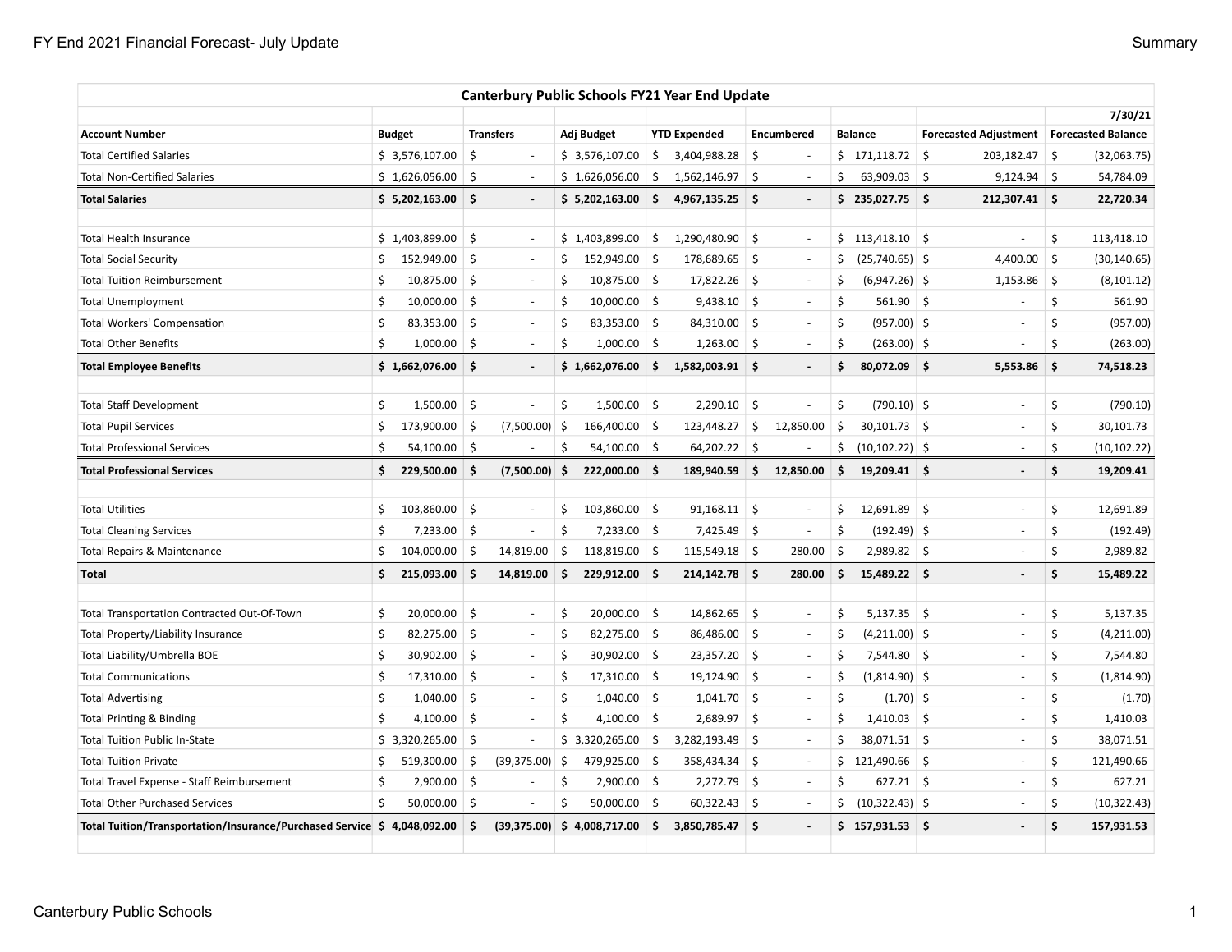| Canterbury Public Schools FY21 Year End Update | | | | | | | | |
|---|---|---|---|---|---|---|---|---|
| | | | | | | | | 7/30/21 |
| **Account Number** | **Budget** | **Transfers** | **Adj Budget** | **YTD Expended** | **Encumbered** | **Balance** | **Forecasted Adjustment** | **Forecasted Balance** |
| Total Certified Salaries | $ 3,576,107.00 | $ - | $ 3,576,107.00 | $ 3,404,988.28 | $ - | $ 171,118.72 | $ 203,182.47 | $ (32,063.75) |
| Total Non-Certified Salaries | $ 1,626,056.00 | $ - | $ 1,626,056.00 | $ 1,562,146.97 | $ - | $ 63,909.03 | $ 9,124.94 | $ 54,784.09 |
| **Total Salaries** | **$ 5,202,163.00** | **$ -** | **$ 5,202,163.00** | **$ 4,967,135.25** | **$ -** | **$ 235,027.75** | **$ 212,307.41** | **$ 22,720.34** |
| | | | | | | | | |
| Total Health Insurance | $ 1,403,899.00 | $ - | $ 1,403,899.00 | $ 1,290,480.90 | $ - | $ 113,418.10 | $ - | $ 113,418.10 |
| Total Social Security | $ 152,949.00 | $ - | $ 152,949.00 | $ 178,689.65 | $ - | $ (25,740.65) | $ 4,400.00 | $ (30,140.65) |
| Total Tuition Reimbursement | $ 10,875.00 | $ - | $ 10,875.00 | $ 17,822.26 | $ - | $ (6,947.26) | $ 1,153.86 | $ (8,101.12) |
| Total Unemployment | $ 10,000.00 | $ - | $ 10,000.00 | $ 9,438.10 | $ - | $ 561.90 | $ - | $ 561.90 |
| Total Workers' Compensation | $ 83,353.00 | $ - | $ 83,353.00 | $ 84,310.00 | $ - | $ (957.00) | $ - | $ (957.00) |
| Total Other Benefits | $ 1,000.00 | $ - | $ 1,000.00 | $ 1,263.00 | $ - | $ (263.00) | $ - | $ (263.00) |
| **Total Employee Benefits** | **$ 1,662,076.00** | **$ -** | **$ 1,662,076.00** | **$ 1,582,003.91** | **$ -** | **$ 80,072.09** | **$ 5,553.86** | **$ 74,518.23** |
| | | | | | | | | |
| Total Staff Development | $ 1,500.00 | $ - | $ 1,500.00 | $ 2,290.10 | $ - | $ (790.10) | $ - | $ (790.10) |
| Total Pupil Services | $ 173,900.00 | $ (7,500.00) | $ 166,400.00 | $ 123,448.27 | $ 12,850.00 | $ 30,101.73 | $ - | $ 30,101.73 |
| Total Professional Services | $ 54,100.00 | $ - | $ 54,100.00 | $ 64,202.22 | $ - | $ (10,102.22) | $ - | $ (10,102.22) |
| **Total Professional Services** | **$ 229,500.00** | **$ (7,500.00)** | **$ 222,000.00** | **$ 189,940.59** | **$ 12,850.00** | **$ 19,209.41** | **$ -** | **$ 19,209.41** |
| | | | | | | | | |
| Total Utilities | $ 103,860.00 | $ - | $ 103,860.00 | $ 91,168.11 | $ - | $ 12,691.89 | $ - | $ 12,691.89 |
| Total Cleaning Services | $ 7,233.00 | $ - | $ 7,233.00 | $ 7,425.49 | $ - | $ (192.49) | $ - | $ (192.49) |
| Total Repairs & Maintenance | $ 104,000.00 | $ 14,819.00 | $ 118,819.00 | $ 115,549.18 | $ 280.00 | $ 2,989.82 | $ - | $ 2,989.82 |
| **Total** | **$ 215,093.00** | **$ 14,819.00** | **$ 229,912.00** | **$ 214,142.78** | **$ 280.00** | **$ 15,489.22** | **$ -** | **$ 15,489.22** |
| | | | | | | | | |
| Total Transportation Contracted Out-Of-Town | $ 20,000.00 | $ - | $ 20,000.00 | $ 14,862.65 | $ - | $ 5,137.35 | $ - | $ 5,137.35 |
| Total Property/Liability Insurance | $ 82,275.00 | $ - | $ 82,275.00 | $ 86,486.00 | $ - | $ (4,211.00) | $ - | $ (4,211.00) |
| Total Liability/Umbrella BOE | $ 30,902.00 | $ - | $ 30,902.00 | $ 23,357.20 | $ - | $ 7,544.80 | $ - | $ 7,544.80 |
| Total Communications | $ 17,310.00 | $ - | $ 17,310.00 | $ 19,124.90 | $ - | $ (1,814.90) | $ - | $ (1,814.90) |
| Total Advertising | $ 1,040.00 | $ - | $ 1,040.00 | $ 1,041.70 | $ - | $ (1.70) | $ - | $ (1.70) |
| Total Printing & Binding | $ 4,100.00 | $ - | $ 4,100.00 | $ 2,689.97 | $ - | $ 1,410.03 | $ - | $ 1,410.03 |
| Total Tuition Public In-State | $ 3,320,265.00 | $ - | $ 3,320,265.00 | $ 3,282,193.49 | $ - | $ 38,071.51 | $ - | $ 38,071.51 |
| Total Tuition Private | $ 519,300.00 | $ (39,375.00) | $ 479,925.00 | $ 358,434.34 | $ - | $ 121,490.66 | $ - | $ 121,490.66 |
| Total Travel Expense - Staff Reimbursement | $ 2,900.00 | $ - | $ 2,900.00 | $ 2,272.79 | $ - | $ 627.21 | $ - | $ 627.21 |
| Total Other Purchased Services | $ 50,000.00 | $ - | $ 50,000.00 | $ 60,322.43 | $ - | $ (10,322.43) | $ - | $ (10,322.43) |
| **Total Tuition/Transportation/Insurance/Purchased Service** | **$ 4,048,092.00** | **$ (39,375.00)** | **$ 4,008,717.00** | **$ 3,850,785.47** | **$ -** | **$ 157,931.53** | **$ -** | **$ 157,931.53** |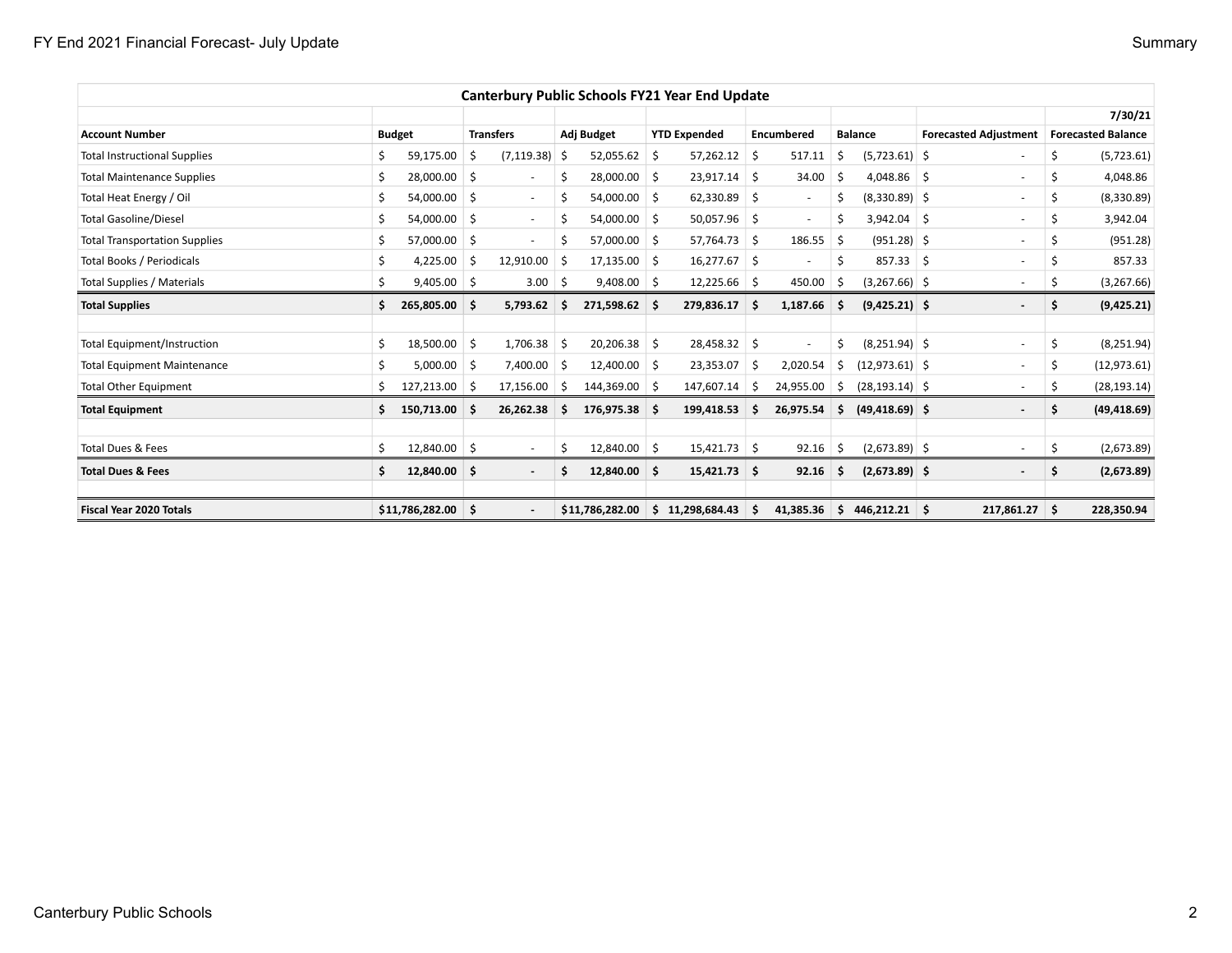| Canterbury Public Schools FY21 Year End Update | | | | | | | | |
|---|---|---|---|---|---|---|---|---|
| | | | | | | | | 7/30/21 |
| **Account Number** | **Budget** | **Transfers** | **Adj Budget** | **YTD Expended** | **Encumbered** | **Balance** | **Forecasted Adjustment** | **Forecasted Balance** |
| Total Instructional Supplies | $ 59,175.00 | $ (7,119.38) | $ 52,055.62 | $ 57,262.12 | $ 517.11 | $ (5,723.61) | $ - | $ (5,723.61) |
| Total Maintenance Supplies | $ 28,000.00 | $ - | $ 28,000.00 | $ 23,917.14 | $ 34.00 | $ 4,048.86 | $ - | $ 4,048.86 |
| Total Heat Energy / Oil | $ 54,000.00 | $ - | $ 54,000.00 | $ 62,330.89 | $ - | $ (8,330.89) | $ - | $ (8,330.89) |
| Total Gasoline/Diesel | $ 54,000.00 | $ - | $ 54,000.00 | $ 50,057.96 | $ - | $ 3,942.04 | $ - | $ 3,942.04 |
| Total Transportation Supplies | $ 57,000.00 | $ - | $ 57,000.00 | $ 57,764.73 | $ 186.55 | $ (951.28) | $ - | $ (951.28) |
| Total Books / Periodicals | $ 4,225.00 | $ 12,910.00 | $ 17,135.00 | $ 16,277.67 | $ - | $ 857.33 | $ - | $ 857.33 |
| Total Supplies / Materials | $ 9,405.00 | $ 3.00 | $ 9,408.00 | $ 12,225.66 | $ 450.00 | $ (3,267.66) | $ - | $ (3,267.66) |
| **Total Supplies** | **$ 265,805.00** | **$ 5,793.62** | **$ 271,598.62** | **$ 279,836.17** | **$ 1,187.66** | **$ (9,425.21)** | **$ -** | **$ (9,425.21)** |
| | | | | | | | | |
| Total Equipment/Instruction | $ 18,500.00 | $ 1,706.38 | $ 20,206.38 | $ 28,458.32 | $ - | $ (8,251.94) | $ - | $ (8,251.94) |
| Total Equipment Maintenance | $ 5,000.00 | $ 7,400.00 | $ 12,400.00 | $ 23,353.07 | $ 2,020.54 | $ (12,973.61) | $ - | $ (12,973.61) |
| Total Other Equipment | $ 127,213.00 | $ 17,156.00 | $ 144,369.00 | $ 147,607.14 | $ 24,955.00 | $ (28,193.14) | $ - | $ (28,193.14) |
| **Total Equipment** | **$ 150,713.00** | **$ 26,262.38** | **$ 176,975.38** | **$ 199,418.53** | **$ 26,975.54** | **$ (49,418.69)** | **$ -** | **$ (49,418.69)** |
| | | | | | | | | |
| Total Dues & Fees | $ 12,840.00 | $ - | $ 12,840.00 | $ 15,421.73 | $ 92.16 | $ (2,673.89) | $ - | $ (2,673.89) |
| **Total Dues & Fees** | **$ 12,840.00** | **$ -** | **$ 12,840.00** | **$ 15,421.73** | **$ 92.16** | **$ (2,673.89)** | **$ -** | **$ (2,673.89)** |
| | | | | | | | | |
| **Fiscal Year 2020 Totals** | **$11,786,282.00** | **$ -** | **$11,786,282.00** | **$ 11,298,684.43** | **$ 41,385.36** | **$ 446,212.21** | **$ 217,861.27** | **$ 228,350.94** |